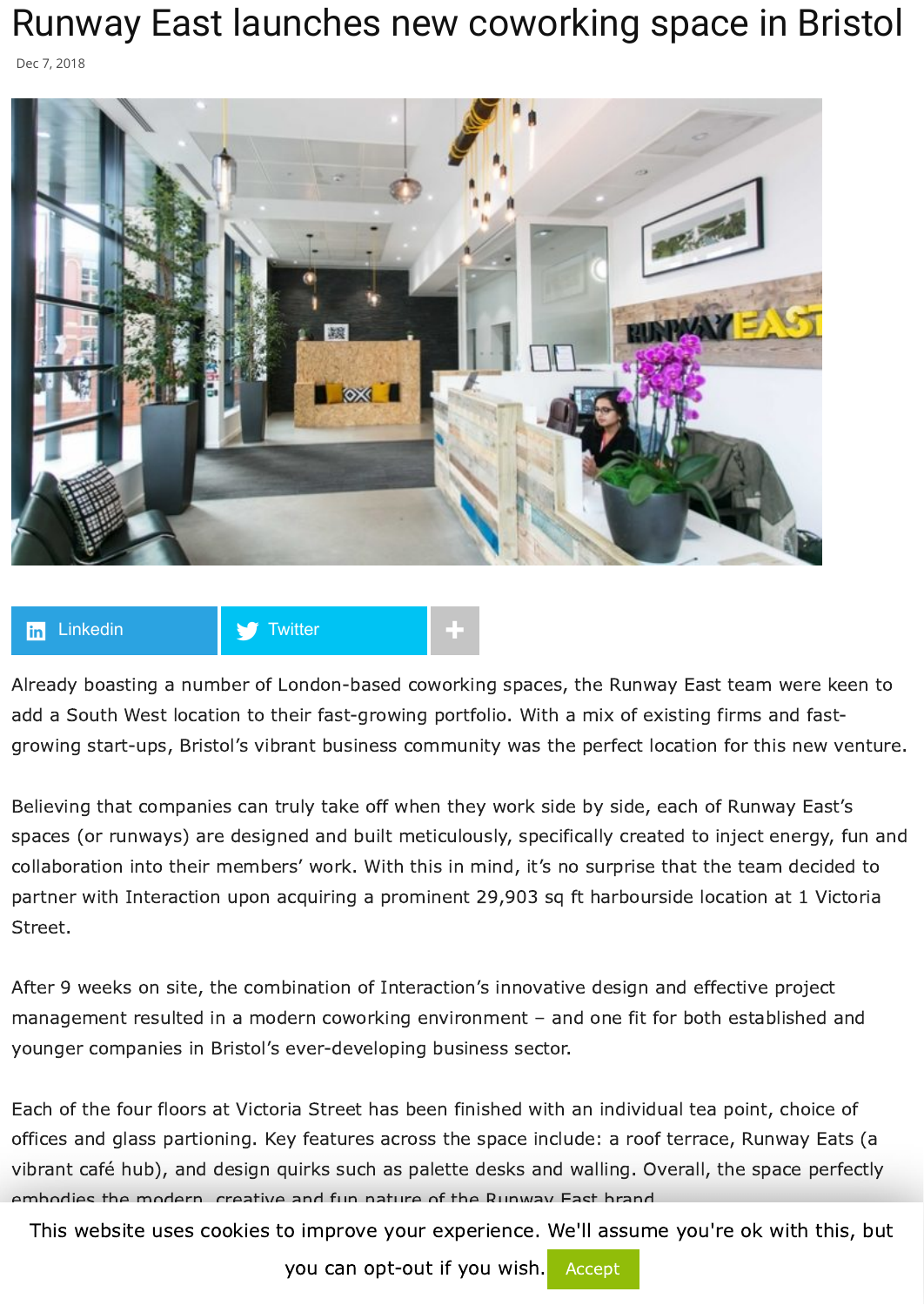# Runway East launches new coworking space in Bristol

Dec 7, 2018

Already boasting a number of London-based coworking spaces, the Runway East team were keen to add a South West location to their fast-growing portfolio. With a mix of existing firms and fast-growing start-ups, Bristol's vibrant business community was the perfect location for this new venture.

Believing that companies can truly take off when they work side by side, each of Runway East's spaces (or runways) are designed and built meticulously, specifically created to inject energy, fun and collaboration into their members' work. With this in mind, it's no surprise that the team decided to partner with Interaction upon acquiring a prominent 29,903 sq ft harbourside location at 1 Victoria Street.

After 9 weeks on site, the combination of Interaction's innovative design and effective project management resulted in a modern coworking environment – and one fit for both established and younger companies in Bristol's ever-developing business sector.

Each of the four floors at Victoria Street has been finished with an individual tea point, choice of offices and glass partioning. Key features across the space include: a roof terrace, Runway Eats (a vibrant café hub), and design quirks such as palette desks and walling. Overall, the space perfectly embodies the modern, creative and fun nature of the Runway East brand.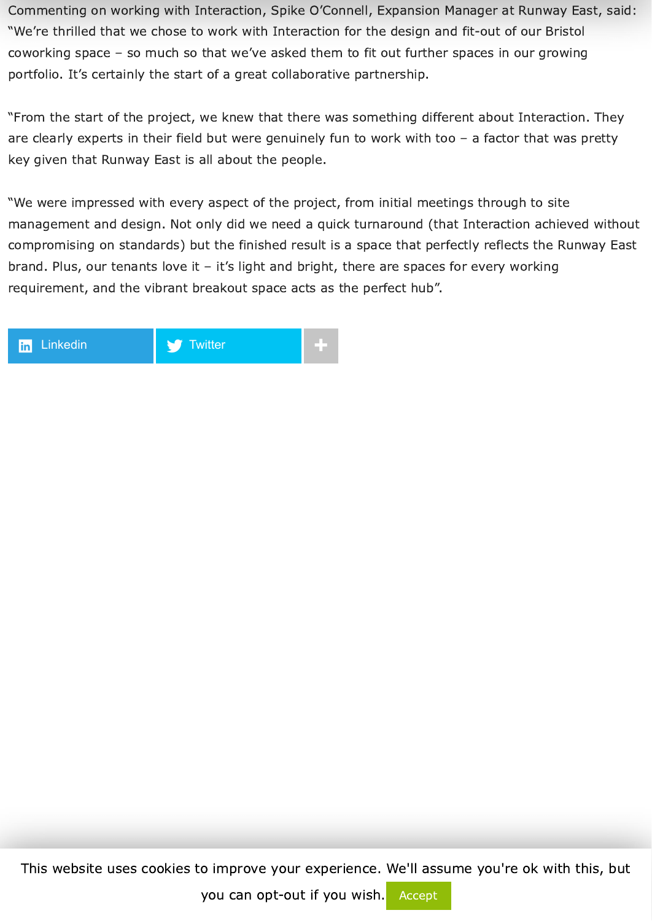Commenting on working with Interaction, Spike O'Connell, Expansion Manager at Runway East, said: "We're thrilled that we chose to work with Interaction for the design and fit-out of our Bristol coworking space – so much so that we've asked them to fit out further spaces in our growing portfolio. It's certainly the start of a great collaborative partnership.

"From the start of the project, we knew that there was something different about Interaction. They are clearly experts in their field but were genuinely fun to work with too – a factor that was pretty key given that Runway East is all about the people.

"We were impressed with every aspect of the project, from initial meetings through to site management and design. Not only did we need a quick turnaround (that Interaction achieved without compromising on standards) but the finished result is a space that perfectly reflects the Runway East brand. Plus, our tenants love it – it's light and bright, there are spaces for every working requirement, and the vibrant breakout space acts as the perfect hub".